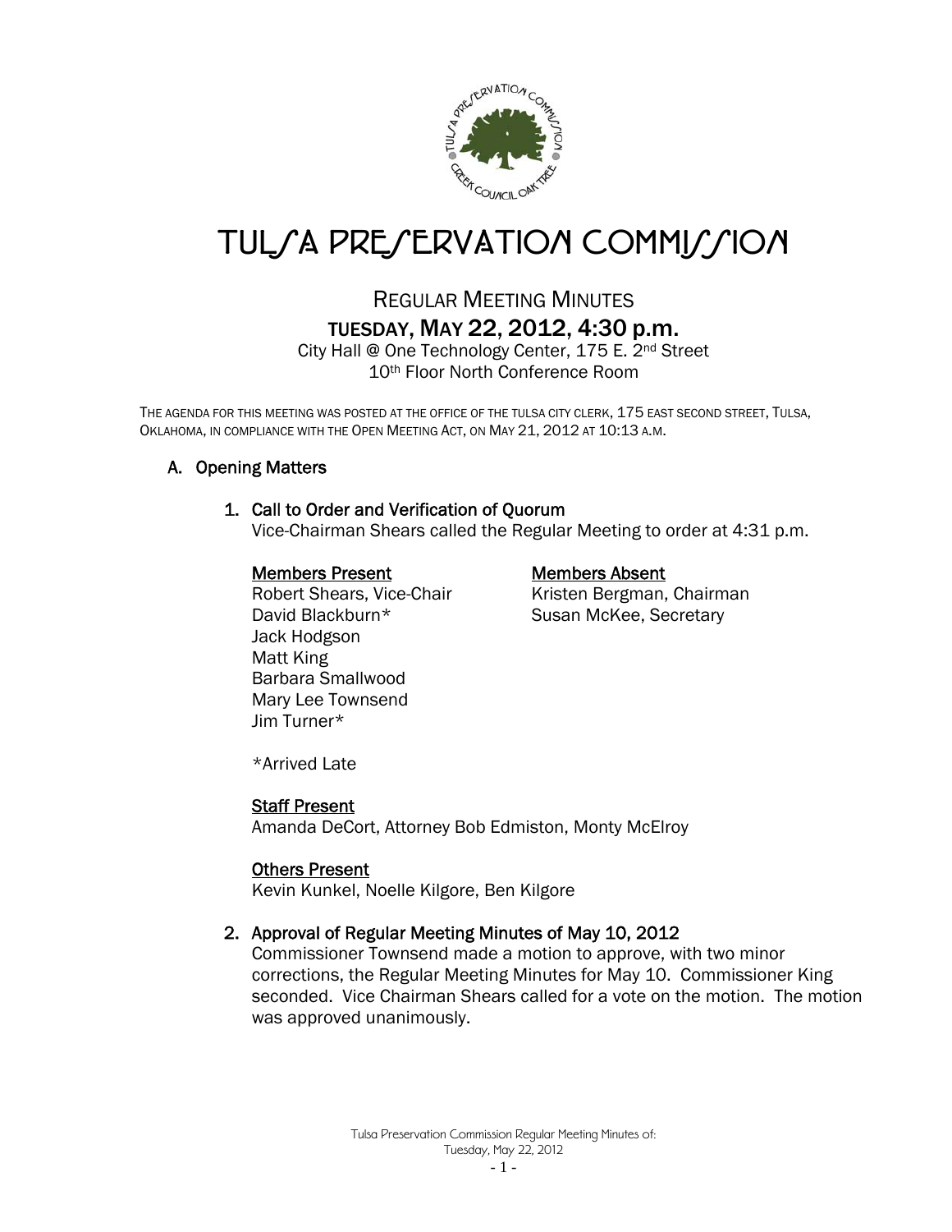# TULSA PRESERVATION COMMISSION

## REGULAR MEETING MINUTES

### TUESDAY, MAY 22, 2012, 4:30 p.m.

City Hall @ One Technology Center, 175 E. 2nd Street
10th Floor North Conference Room

THE AGENDA FOR THIS MEETING WAS POSTED AT THE OFFICE OF THE TULSA CITY CLERK, 175 EAST SECOND STREET, TULSA, OKLAHOMA, IN COMPLIANCE WITH THE OPEN MEETING ACT, ON MAY 21, 2012 AT 10:13 A.M.

## A. Opening Matters

### 1. Call to Order and Verification of Quorum

Vice-Chairman Shears called the Regular Meeting to order at 4:31 p.m.

**Members Present**
Robert Shears, Vice-Chair
David Blackburn*
Jack Hodgson
Matt King
Barbara Smallwood
Mary Lee Townsend
Jim Turner*

**Members Absent**
Kristen Bergman, Chairman
Susan McKee, Secretary

*Arrived Late

**Staff Present**
Amanda DeCort, Attorney Bob Edmiston, Monty McElroy

**Others Present**
Kevin Kunkel, Noelle Kilgore, Ben Kilgore

### 2. Approval of Regular Meeting Minutes of May 10, 2012

Commissioner Townsend made a motion to approve, with two minor corrections, the Regular Meeting Minutes for May 10. Commissioner King seconded. Vice Chairman Shears called for a vote on the motion. The motion was approved unanimously.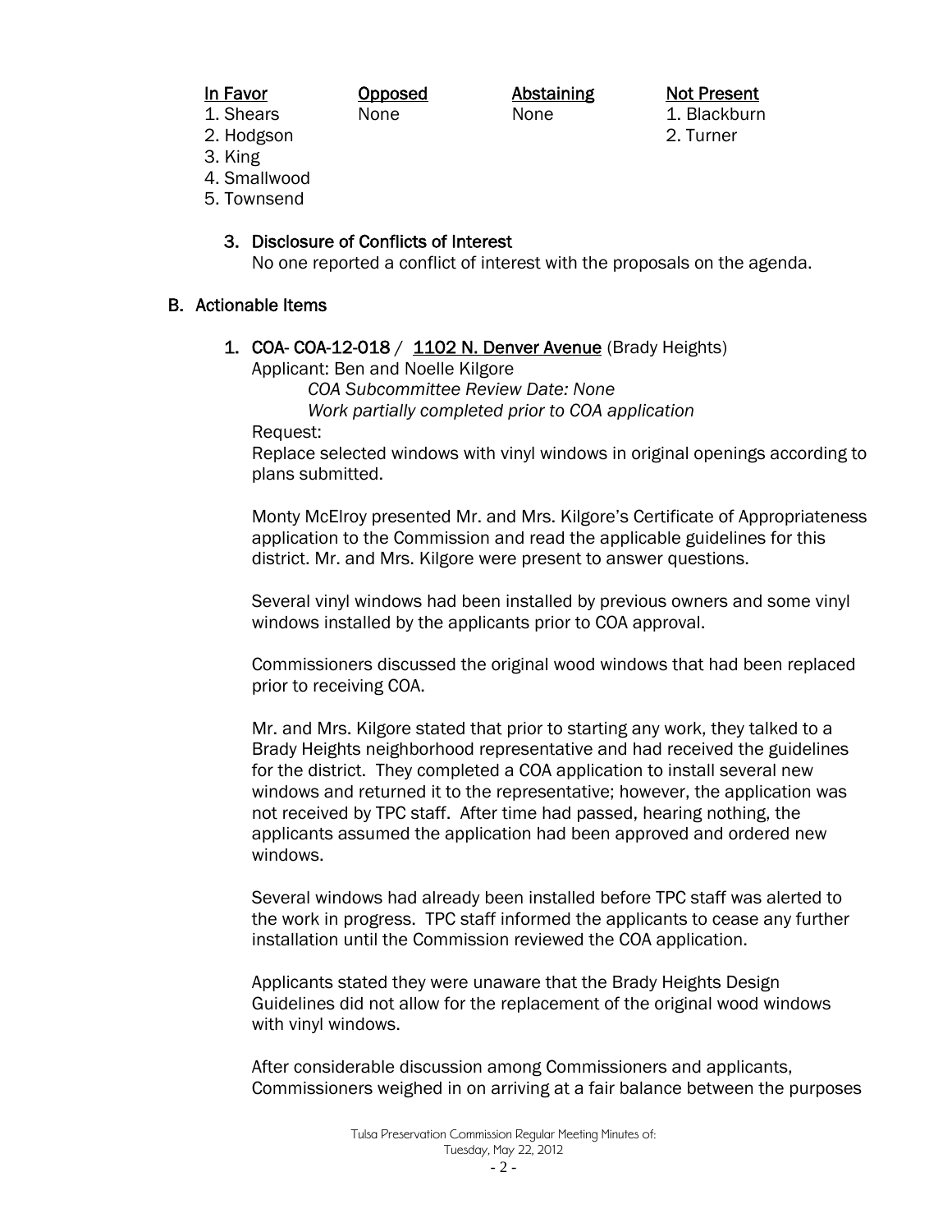| In Favor | Opposed | Abstaining | Not Present |
| --- | --- | --- | --- |
| 1. Shears | None | None | 1. Blackburn |
| 2. Hodgson | | | 2. Turner |
| 3. King | | | |
| 4. Smallwood | | | |
| 5. Townsend | | | |

3. **Disclosure of Conflicts of Interest**
   No one reported a conflict of interest with the proposals on the agenda.

## B. Actionable Items

1. **COA- COA-12-018** / **1102 N. Denver Avenue** (Brady Heights)
   Applicant: Ben and Noelle Kilgore
   *COA Subcommittee Review Date: None*
   *Work partially completed prior to COA application*
   Request:
   Replace selected windows with vinyl windows in original openings according to plans submitted.

   Monty McElroy presented Mr. and Mrs. Kilgore's Certificate of Appropriateness application to the Commission and read the applicable guidelines for this district. Mr. and Mrs. Kilgore were present to answer questions.

   Several vinyl windows had been installed by previous owners and some vinyl windows installed by the applicants prior to COA approval.

   Commissioners discussed the original wood windows that had been replaced prior to receiving COA.

   Mr. and Mrs. Kilgore stated that prior to starting any work, they talked to a Brady Heights neighborhood representative and had received the guidelines for the district. They completed a COA application to install several new windows and returned it to the representative; however, the application was not received by TPC staff. After time had passed, hearing nothing, the applicants assumed the application had been approved and ordered new windows.

   Several windows had already been installed before TPC staff was alerted to the work in progress. TPC staff informed the applicants to cease any further installation until the Commission reviewed the COA application.

   Applicants stated they were unaware that the Brady Heights Design Guidelines did not allow for the replacement of the original wood windows with vinyl windows.

   After considerable discussion among Commissioners and applicants, Commissioners weighed in on arriving at a fair balance between the purposes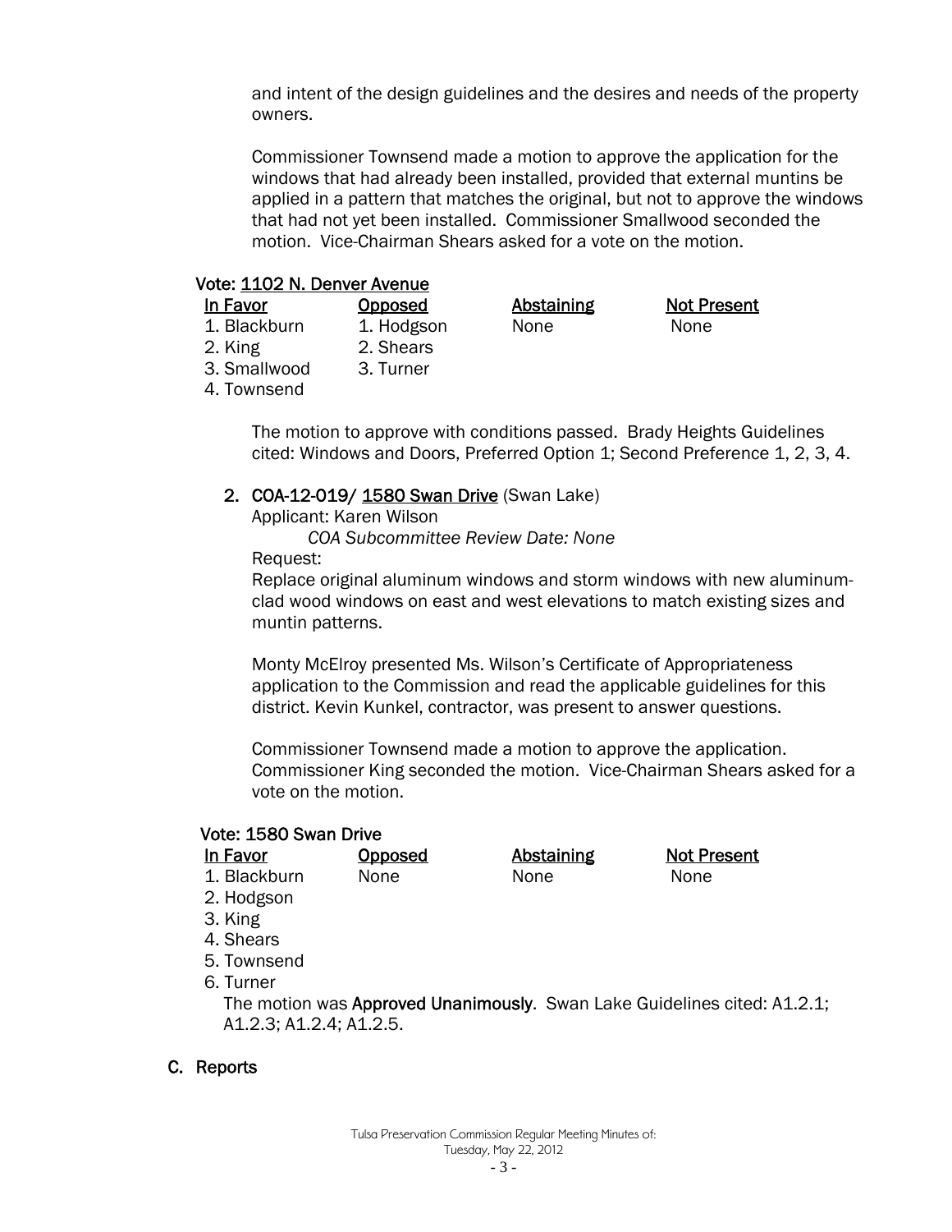and intent of the design guidelines and the desires and needs of the property owners.

Commissioner Townsend made a motion to approve the application for the windows that had already been installed, provided that external muntins be applied in a pattern that matches the original, but not to approve the windows that had not yet been installed. Commissioner Smallwood seconded the motion. Vice-Chairman Shears asked for a vote on the motion.

**Vote: 1102 N. Denver Avenue**

| In Favor | Opposed | Abstaining | Not Present |
|---|---|---|---|
| 1. Blackburn | 1. Hodgson | None | None |
| 2. King | 2. Shears | | |
| 3. Smallwood | 3. Turner | | |
| 4. Townsend | | | |

The motion to approve with conditions passed. Brady Heights Guidelines cited: Windows and Doors, Preferred Option 1; Second Preference 1, 2, 3, 4.

2. **COA-12-019/ 1580 Swan Drive** (Swan Lake)

   Applicant: Karen Wilson

   *COA Subcommittee Review Date: None*

   Request:

   Replace original aluminum windows and storm windows with new aluminum-clad wood windows on east and west elevations to match existing sizes and muntin patterns.

   Monty McElroy presented Ms. Wilson's Certificate of Appropriateness application to the Commission and read the applicable guidelines for this district. Kevin Kunkel, contractor, was present to answer questions.

   Commissioner Townsend made a motion to approve the application. Commissioner King seconded the motion. Vice-Chairman Shears asked for a vote on the motion.

**Vote: 1580 Swan Drive**

| In Favor | Opposed | Abstaining | Not Present |
|---|---|---|---|
| 1. Blackburn | None | None | None |
| 2. Hodgson | | | |
| 3. King | | | |
| 4. Shears | | | |
| 5. Townsend | | | |
| 6. Turner | | | |

The motion was **Approved Unanimously**. Swan Lake Guidelines cited: A1.2.1; A1.2.3; A1.2.4; A1.2.5.

## C. Reports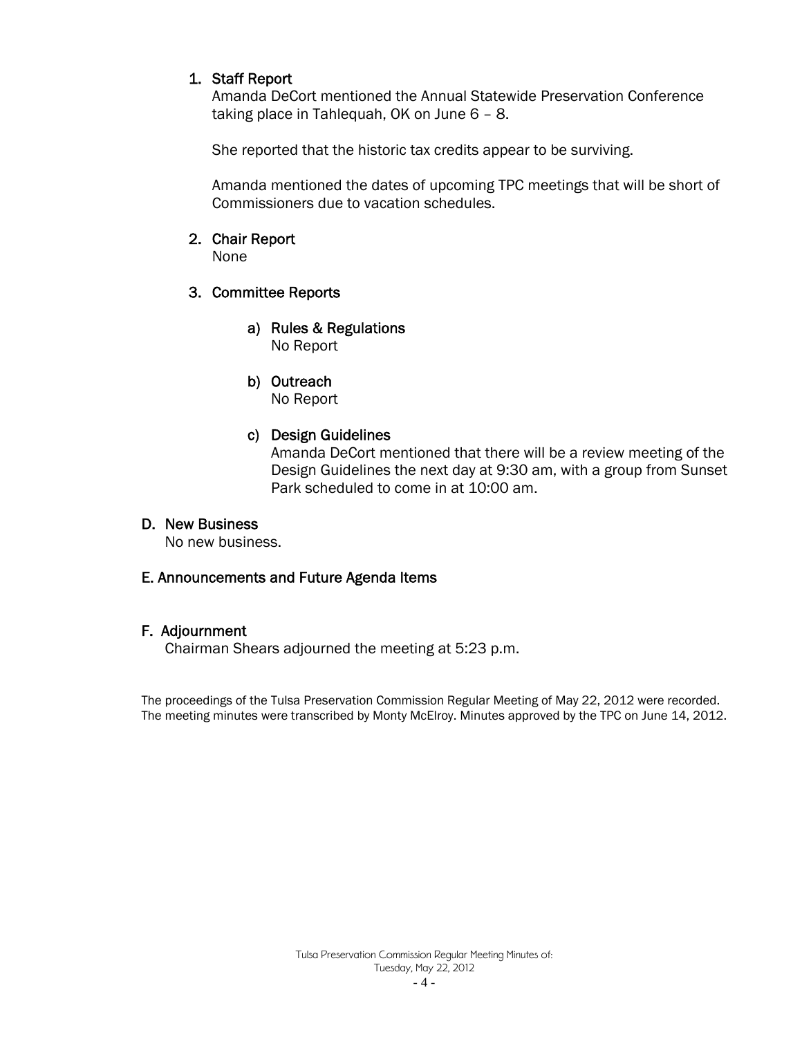1. **Staff Report**
   Amanda DeCort mentioned the Annual Statewide Preservation Conference taking place in Tahlequah, OK on June 6 – 8.

   She reported that the historic tax credits appear to be surviving.

   Amanda mentioned the dates of upcoming TPC meetings that will be short of Commissioners due to vacation schedules.

2. **Chair Report**
   None

3. **Committee Reports**

   a) **Rules & Regulations**
      No Report

   b) **Outreach**
      No Report

   c) **Design Guidelines**
      Amanda DeCort mentioned that there will be a review meeting of the Design Guidelines the next day at 9:30 am, with a group from Sunset Park scheduled to come in at 10:00 am.

## D. New Business

No new business.

## E. Announcements and Future Agenda Items

## F. Adjournment

Chairman Shears adjourned the meeting at 5:23 p.m.

The proceedings of the Tulsa Preservation Commission Regular Meeting of May 22, 2012 were recorded. The meeting minutes were transcribed by Monty McElroy. Minutes approved by the TPC on June 14, 2012.